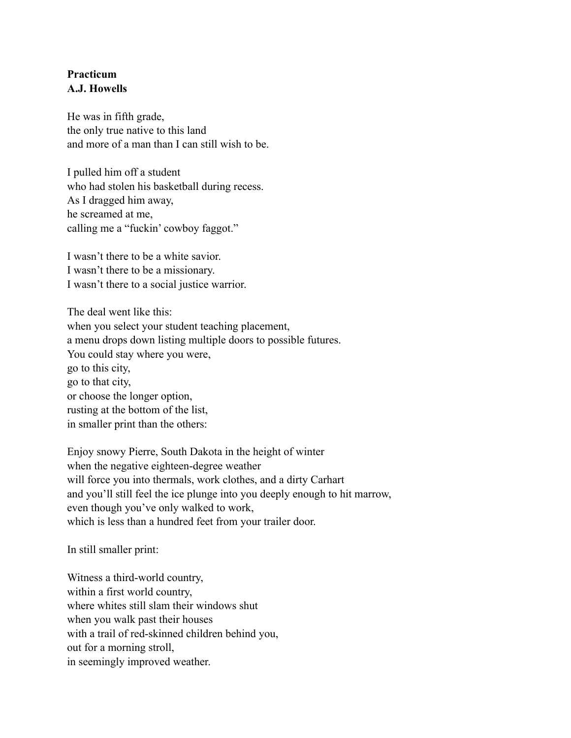**Practicum**
**A.J. Howells**

He was in fifth grade,
the only true native to this land
and more of a man than I can still wish to be.

I pulled him off a student
who had stolen his basketball during recess.
As I dragged him away,
he screamed at me,
calling me a "fuckin' cowboy faggot."

I wasn't there to be a white savior.
I wasn't there to be a missionary.
I wasn't there to a social justice warrior.

The deal went like this:
when you select your student teaching placement,
a menu drops down listing multiple doors to possible futures.
You could stay where you were,
go to this city,
go to that city,
or choose the longer option,
rusting at the bottom of the list,
in smaller print than the others:

Enjoy snowy Pierre, South Dakota in the height of winter
when the negative eighteen-degree weather
will force you into thermals, work clothes, and a dirty Carhart
and you'll still feel the ice plunge into you deeply enough to hit marrow,
even though you've only walked to work,
which is less than a hundred feet from your trailer door.

In still smaller print:

Witness a third-world country,
within a first world country,
where whites still slam their windows shut
when you walk past their houses
with a trail of red-skinned children behind you,
out for a morning stroll,
in seemingly improved weather.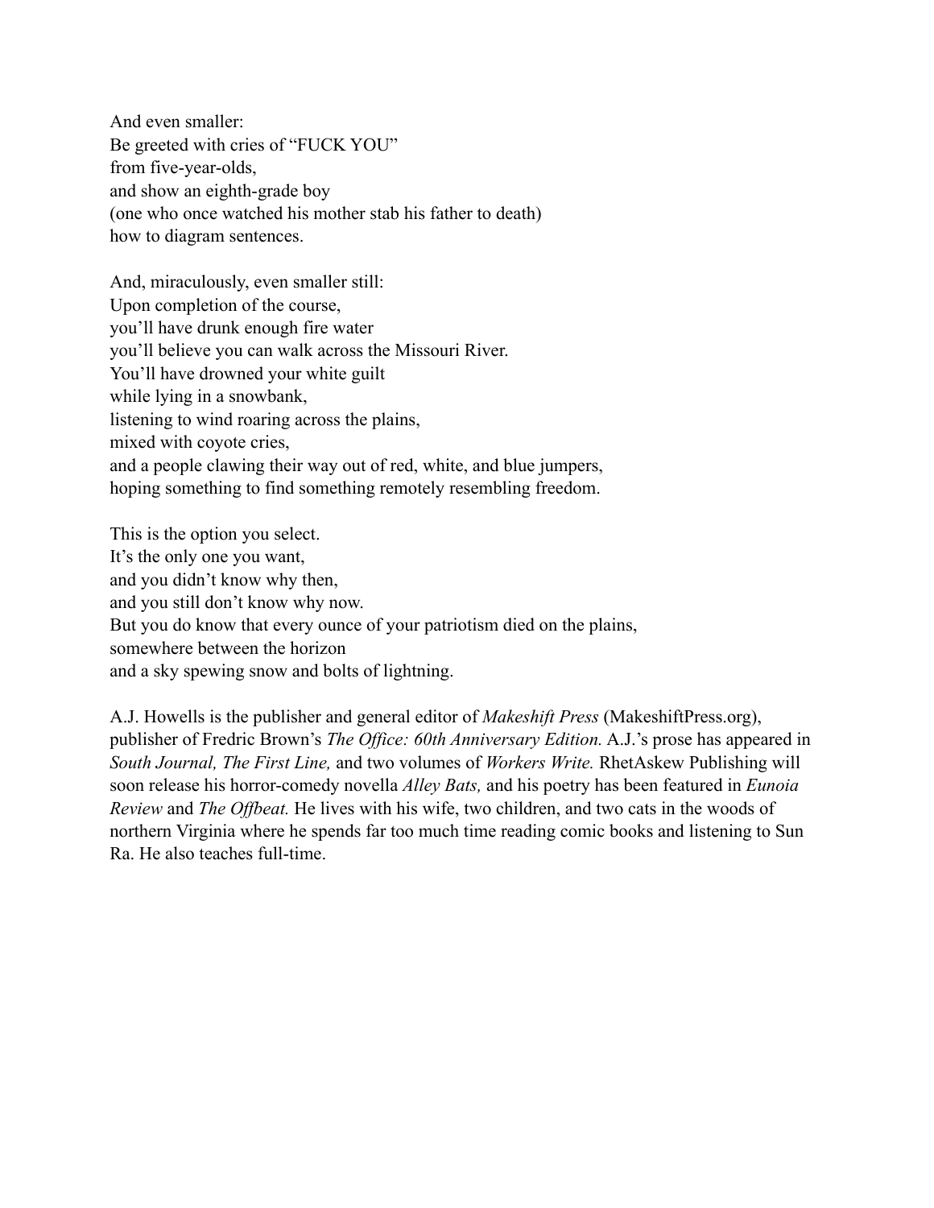And even smaller:  
Be greeted with cries of "FUCK YOU"  
from five-year-olds,  
and show an eighth-grade boy  
(one who once watched his mother stab his father to death)  
how to diagram sentences.

And, miraculously, even smaller still:  
Upon completion of the course,  
you'll have drunk enough fire water  
you'll believe you can walk across the Missouri River.  
You'll have drowned your white guilt  
while lying in a snowbank,  
listening to wind roaring across the plains,  
mixed with coyote cries,  
and a people clawing their way out of red, white, and blue jumpers,  
hoping something to find something remotely resembling freedom.

This is the option you select.  
It's the only one you want,  
and you didn't know why then,  
and you still don't know why now.  
But you do know that every ounce of your patriotism died on the plains,  
somewhere between the horizon  
and a sky spewing snow and bolts of lightning.

A.J. Howells is the publisher and general editor of *Makeshift Press* (MakeshiftPress.org), publisher of Fredric Brown's *The Office: 60th Anniversary Edition.* A.J.'s prose has appeared in *South Journal, The First Line,* and two volumes of *Workers Write.* RhetAskew Publishing will soon release his horror-comedy novella *Alley Bats,* and his poetry has been featured in *Eunoia Review* and *The Offbeat.* He lives with his wife, two children, and two cats in the woods of northern Virginia where he spends far too much time reading comic books and listening to Sun Ra. He also teaches full-time.